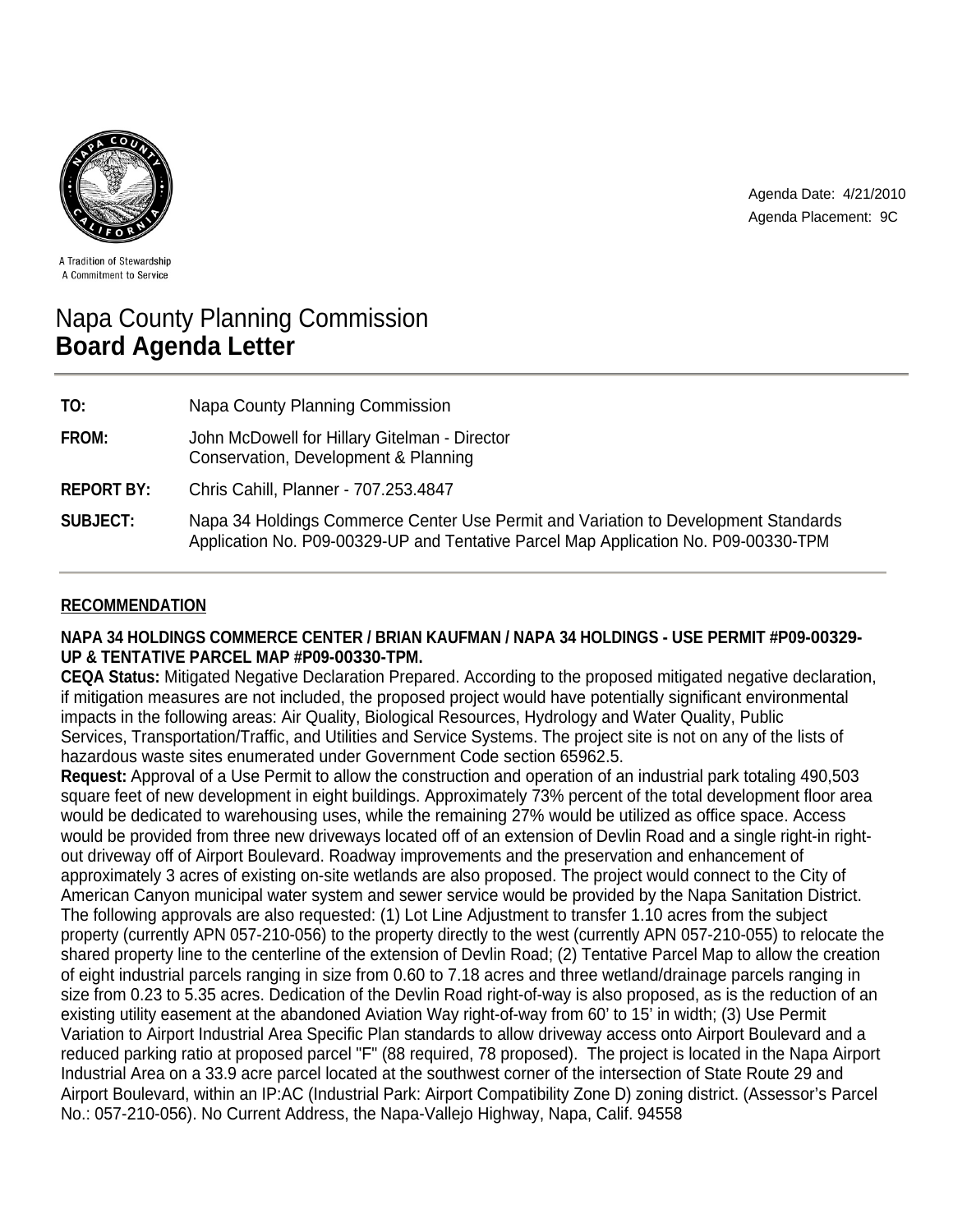A Tradition of Stewardship
A Commitment to Service

Agenda Date: 4/21/2010
Agenda Placement: 9C

# Napa County Planning Commission
# **Board Agenda Letter**

| | |
|---|---|
| **TO:** | Napa County Planning Commission |
| **FROM:** | John McDowell for Hillary Gitelman - Director<br>Conservation, Development & Planning |
| **REPORT BY:** | Chris Cahill, Planner - 707.253.4847 |
| **SUBJECT:** | Napa 34 Holdings Commerce Center Use Permit and Variation to Development Standards Application No. P09-00329-UP and Tentative Parcel Map Application No. P09-00330-TPM |

## RECOMMENDATION

**NAPA 34 HOLDINGS COMMERCE CENTER / BRIAN KAUFMAN / NAPA 34 HOLDINGS - USE PERMIT #P09-00329-UP & TENTATIVE PARCEL MAP #P09-00330-TPM.**

**CEQA Status:** Mitigated Negative Declaration Prepared. According to the proposed mitigated negative declaration, if mitigation measures are not included, the proposed project would have potentially significant environmental impacts in the following areas: Air Quality, Biological Resources, Hydrology and Water Quality, Public Services, Transportation/Traffic, and Utilities and Service Systems. The project site is not on any of the lists of hazardous waste sites enumerated under Government Code section 65962.5.

**Request:** Approval of a Use Permit to allow the construction and operation of an industrial park totaling 490,503 square feet of new development in eight buildings. Approximately 73% percent of the total development floor area would be dedicated to warehousing uses, while the remaining 27% would be utilized as office space. Access would be provided from three new driveways located off of an extension of Devlin Road and a single right-in right-out driveway off of Airport Boulevard. Roadway improvements and the preservation and enhancement of approximately 3 acres of existing on-site wetlands are also proposed. The project would connect to the City of American Canyon municipal water system and sewer service would be provided by the Napa Sanitation District. The following approvals are also requested: (1) Lot Line Adjustment to transfer 1.10 acres from the subject property (currently APN 057-210-056) to the property directly to the west (currently APN 057-210-055) to relocate the shared property line to the centerline of the extension of Devlin Road; (2) Tentative Parcel Map to allow the creation of eight industrial parcels ranging in size from 0.60 to 7.18 acres and three wetland/drainage parcels ranging in size from 0.23 to 5.35 acres. Dedication of the Devlin Road right-of-way is also proposed, as is the reduction of an existing utility easement at the abandoned Aviation Way right-of-way from 60' to 15' in width; (3) Use Permit Variation to Airport Industrial Area Specific Plan standards to allow driveway access onto Airport Boulevard and a reduced parking ratio at proposed parcel "F" (88 required, 78 proposed). The project is located in the Napa Airport Industrial Area on a 33.9 acre parcel located at the southwest corner of the intersection of State Route 29 and Airport Boulevard, within an IP:AC (Industrial Park: Airport Compatibility Zone D) zoning district. (Assessor's Parcel No.: 057-210-056). No Current Address, the Napa-Vallejo Highway, Napa, Calif. 94558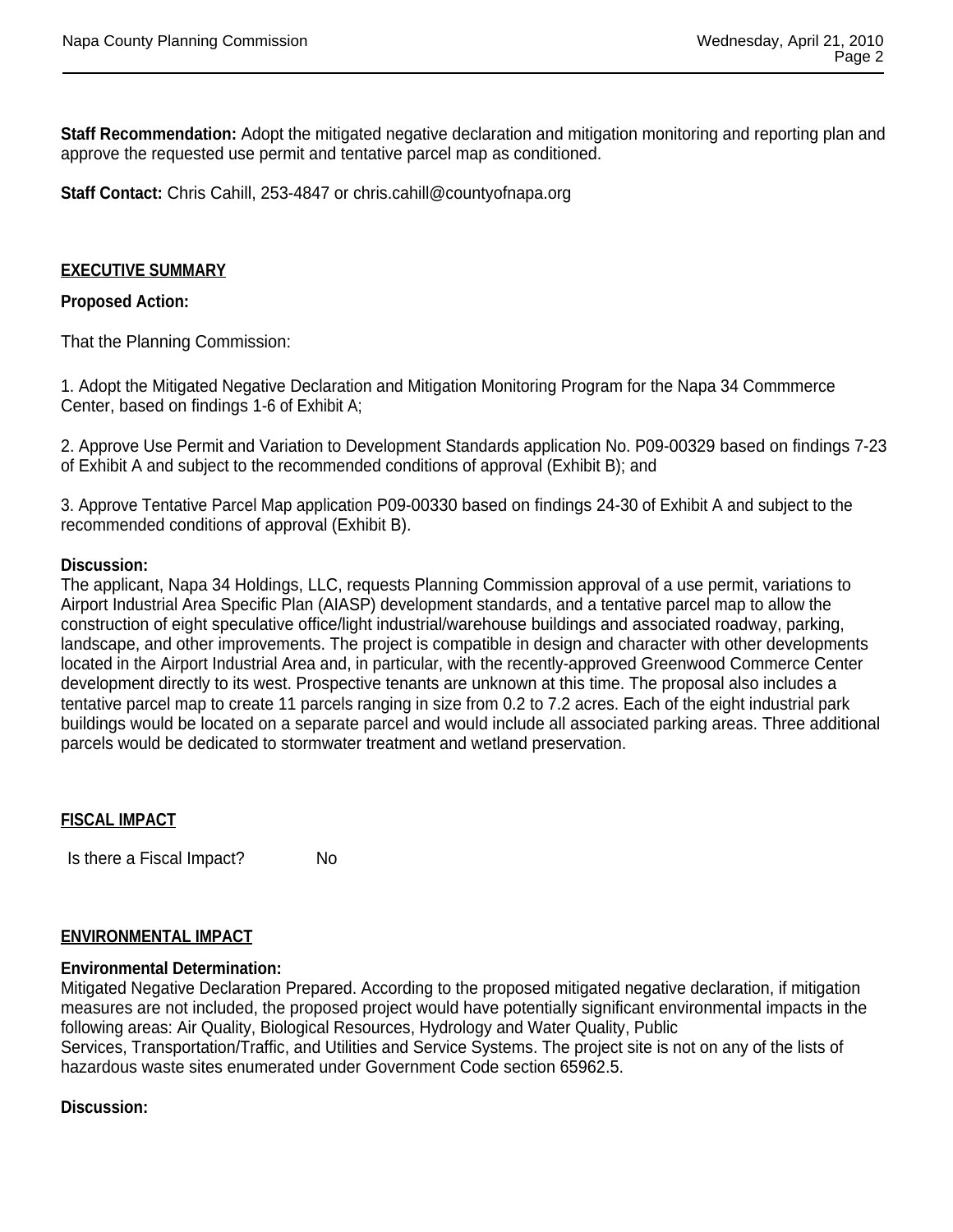**Staff Recommendation:** Adopt the mitigated negative declaration and mitigation monitoring and reporting plan and approve the requested use permit and tentative parcel map as conditioned.

**Staff Contact:** Chris Cahill, 253-4847 or chris.cahill@countyofnapa.org

## EXECUTIVE SUMMARY

**Proposed Action:**

That the Planning Commission:

1. Adopt the Mitigated Negative Declaration and Mitigation Monitoring Program for the Napa 34 Commmerce Center, based on findings 1-6 of Exhibit A;

2. Approve Use Permit and Variation to Development Standards application No. P09-00329 based on findings 7-23 of Exhibit A and subject to the recommended conditions of approval (Exhibit B); and

3. Approve Tentative Parcel Map application P09-00330 based on findings 24-30 of Exhibit A and subject to the recommended conditions of approval (Exhibit B).

**Discussion:**
The applicant, Napa 34 Holdings, LLC, requests Planning Commission approval of a use permit, variations to Airport Industrial Area Specific Plan (AIASP) development standards, and a tentative parcel map to allow the construction of eight speculative office/light industrial/warehouse buildings and associated roadway, parking, landscape, and other improvements. The project is compatible in design and character with other developments located in the Airport Industrial Area and, in particular, with the recently-approved Greenwood Commerce Center development directly to its west. Prospective tenants are unknown at this time. The proposal also includes a tentative parcel map to create 11 parcels ranging in size from 0.2 to 7.2 acres. Each of the eight industrial park buildings would be located on a separate parcel and would include all associated parking areas. Three additional parcels would be dedicated to stormwater treatment and wetland preservation.

## FISCAL IMPACT

Is there a Fiscal Impact? No

## ENVIRONMENTAL IMPACT

**Environmental Determination:**
Mitigated Negative Declaration Prepared. According to the proposed mitigated negative declaration, if mitigation measures are not included, the proposed project would have potentially significant environmental impacts in the following areas: Air Quality, Biological Resources, Hydrology and Water Quality, Public Services, Transportation/Traffic, and Utilities and Service Systems. The project site is not on any of the lists of hazardous waste sites enumerated under Government Code section 65962.5.

**Discussion:**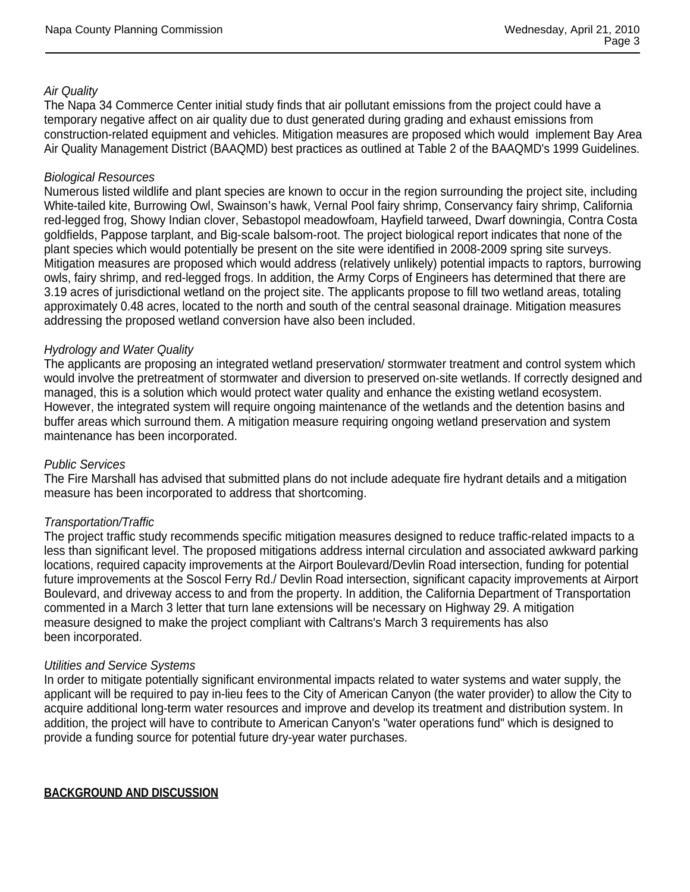*Air Quality*

The Napa 34 Commerce Center initial study finds that air pollutant emissions from the project could have a temporary negative affect on air quality due to dust generated during grading and exhaust emissions from construction-related equipment and vehicles. Mitigation measures are proposed which would implement Bay Area Air Quality Management District (BAAQMD) best practices as outlined at Table 2 of the BAAQMD's 1999 Guidelines.

*Biological Resources*

Numerous listed wildlife and plant species are known to occur in the region surrounding the project site, including White-tailed kite, Burrowing Owl, Swainson's hawk, Vernal Pool fairy shrimp, Conservancy fairy shrimp, California red-legged frog, Showy Indian clover, Sebastopol meadowfoam, Hayfield tarweed, Dwarf downingia, Contra Costa goldfields, Pappose tarplant, and Big-scale balsom-root. The project biological report indicates that none of the plant species which would potentially be present on the site were identified in 2008-2009 spring site surveys. Mitigation measures are proposed which would address (relatively unlikely) potential impacts to raptors, burrowing owls, fairy shrimp, and red-legged frogs. In addition, the Army Corps of Engineers has determined that there are 3.19 acres of jurisdictional wetland on the project site. The applicants propose to fill two wetland areas, totaling approximately 0.48 acres, located to the north and south of the central seasonal drainage. Mitigation measures addressing the proposed wetland conversion have also been included.

*Hydrology and Water Quality*

The applicants are proposing an integrated wetland preservation/ stormwater treatment and control system which would involve the pretreatment of stormwater and diversion to preserved on-site wetlands. If correctly designed and managed, this is a solution which would protect water quality and enhance the existing wetland ecosystem. However, the integrated system will require ongoing maintenance of the wetlands and the detention basins and buffer areas which surround them. A mitigation measure requiring ongoing wetland preservation and system maintenance has been incorporated.

*Public Services*

The Fire Marshall has advised that submitted plans do not include adequate fire hydrant details and a mitigation measure has been incorporated to address that shortcoming.

*Transportation/Traffic*

The project traffic study recommends specific mitigation measures designed to reduce traffic-related impacts to a less than significant level. The proposed mitigations address internal circulation and associated awkward parking locations, required capacity improvements at the Airport Boulevard/Devlin Road intersection, funding for potential future improvements at the Soscol Ferry Rd./ Devlin Road intersection, significant capacity improvements at Airport Boulevard, and driveway access to and from the property. In addition, the California Department of Transportation commented in a March 3 letter that turn lane extensions will be necessary on Highway 29. A mitigation measure designed to make the project compliant with Caltrans's March 3 requirements has also been incorporated.

*Utilities and Service Systems*

In order to mitigate potentially significant environmental impacts related to water systems and water supply, the applicant will be required to pay in-lieu fees to the City of American Canyon (the water provider) to allow the City to acquire additional long-term water resources and improve and develop its treatment and distribution system. In addition, the project will have to contribute to American Canyon's "water operations fund" which is designed to provide a funding source for potential future dry-year water purchases.

**BACKGROUND AND DISCUSSION**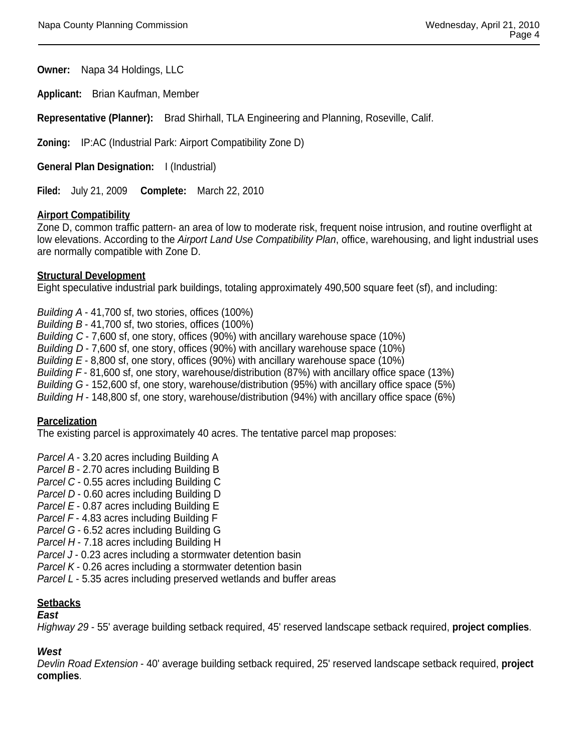**Owner:** Napa 34 Holdings, LLC

**Applicant:** Brian Kaufman, Member

**Representative (Planner):** Brad Shirhall, TLA Engineering and Planning, Roseville, Calif.

**Zoning:** IP:AC (Industrial Park: Airport Compatibility Zone D)

**General Plan Designation:** I (Industrial)

**Filed:** July 21, 2009 **Complete:** March 22, 2010

**Airport Compatibility**

Zone D, common traffic pattern- an area of low to moderate risk, frequent noise intrusion, and routine overflight at low elevations. According to the *Airport Land Use Compatibility Plan*, office, warehousing, and light industrial uses are normally compatible with Zone D.

**Structural Development**

Eight speculative industrial park buildings, totaling approximately 490,500 square feet (sf), and including:

*Building A* - 41,700 sf, two stories, offices (100%)
*Building B* - 41,700 sf, two stories, offices (100%)
*Building C* - 7,600 sf, one story, offices (90%) with ancillary warehouse space (10%)
*Building D* - 7,600 sf, one story, offices (90%) with ancillary warehouse space (10%)
*Building E* - 8,800 sf, one story, offices (90%) with ancillary warehouse space (10%)
*Building F* - 81,600 sf, one story, warehouse/distribution (87%) with ancillary office space (13%)
*Building G* - 152,600 sf, one story, warehouse/distribution (95%) with ancillary office space (5%)
*Building H* - 148,800 sf, one story, warehouse/distribution (94%) with ancillary office space (6%)

**Parcelization**

The existing parcel is approximately 40 acres. The tentative parcel map proposes:

*Parcel A* - 3.20 acres including Building A
*Parcel B* - 2.70 acres including Building B
*Parcel C* - 0.55 acres including Building C
*Parcel D* - 0.60 acres including Building D
*Parcel E* - 0.87 acres including Building E
*Parcel F* - 4.83 acres including Building F
*Parcel G* - 6.52 acres including Building G
*Parcel H* - 7.18 acres including Building H
*Parcel J* - 0.23 acres including a stormwater detention basin
*Parcel K* - 0.26 acres including a stormwater detention basin
*Parcel L* - 5.35 acres including preserved wetlands and buffer areas

**Setbacks**

***East***

*Highway 29* - 55' average building setback required, 45' reserved landscape setback required, **project complies**.

***West***

*Devlin Road Extension* - 40' average building setback required, 25' reserved landscape setback required, **project complies**.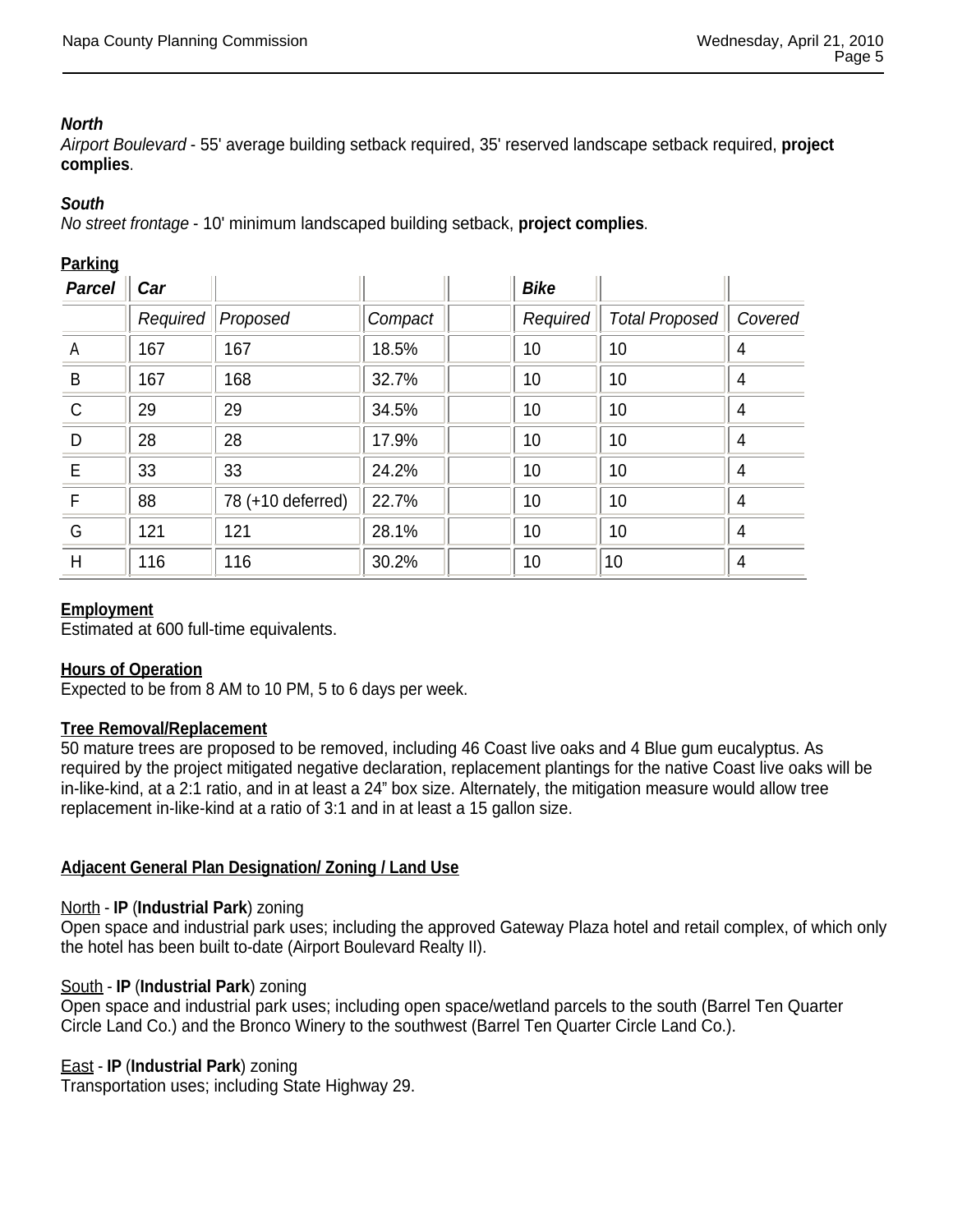***North***
*Airport Boulevard* - 55' average building setback required, 35' reserved landscape setback required, **project complies**.

***South***
*No street frontage* - 10' minimum landscaped building setback, **project complies**.

**Parking**

| ***Parcel*** | ***Car*** | | | | ***Bike*** | | |
|---|---|---|---|---|---|---|---|
| | *Required* | *Proposed* | *Compact* | | *Required* | *Total Proposed* | *Covered* |
| A | 167 | 167 | 18.5% | | 10 | 10 | 4 |
| B | 167 | 168 | 32.7% | | 10 | 10 | 4 |
| C | 29 | 29 | 34.5% | | 10 | 10 | 4 |
| D | 28 | 28 | 17.9% | | 10 | 10 | 4 |
| E | 33 | 33 | 24.2% | | 10 | 10 | 4 |
| F | 88 | 78 (+10 deferred) | 22.7% | | 10 | 10 | 4 |
| G | 121 | 121 | 28.1% | | 10 | 10 | 4 |
| H | 116 | 116 | 30.2% | | 10 | 10 | 4 |

**Employment**
Estimated at 600 full-time equivalents.

**Hours of Operation**
Expected to be from 8 AM to 10 PM, 5 to 6 days per week.

**Tree Removal/Replacement**
50 mature trees are proposed to be removed, including 46 Coast live oaks and 4 Blue gum eucalyptus. As required by the project mitigated negative declaration, replacement plantings for the native Coast live oaks will be in-like-kind, at a 2:1 ratio, and in at least a 24" box size. Alternately, the mitigation measure would allow tree replacement in-like-kind at a ratio of 3:1 and in at least a 15 gallon size.

**Adjacent General Plan Designation/ Zoning / Land Use**

North - **IP** (**Industrial Park**) zoning
Open space and industrial park uses; including the approved Gateway Plaza hotel and retail complex, of which only the hotel has been built to-date (Airport Boulevard Realty II).

South - **IP** (**Industrial Park**) zoning
Open space and industrial park uses; including open space/wetland parcels to the south (Barrel Ten Quarter Circle Land Co.) and the Bronco Winery to the southwest (Barrel Ten Quarter Circle Land Co.).

East - **IP** (**Industrial Park**) zoning
Transportation uses; including State Highway 29.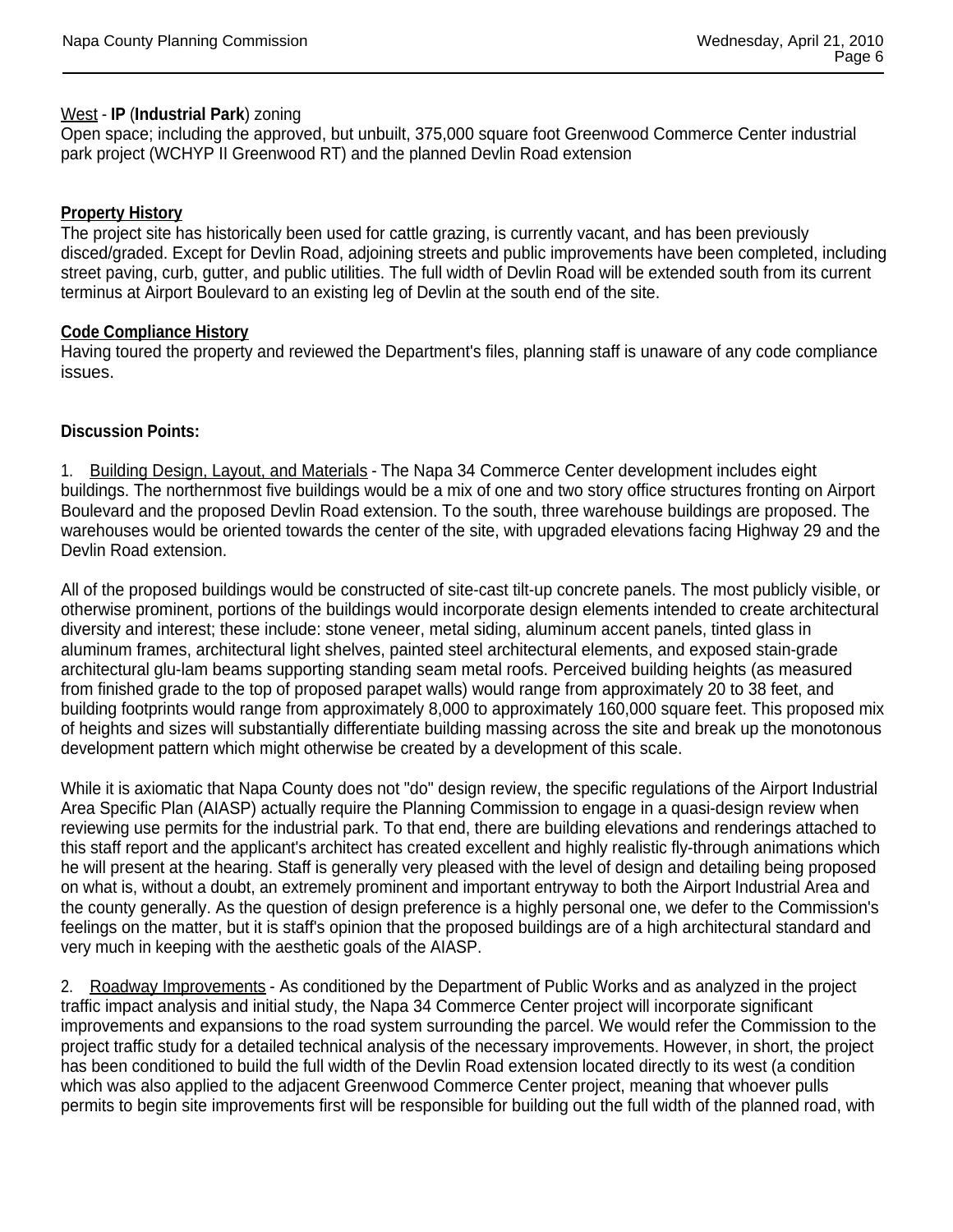West - **IP** (**Industrial Park**) zoning
Open space; including the approved, but unbuilt, 375,000 square foot Greenwood Commerce Center industrial park project (WCHYP II Greenwood RT) and the planned Devlin Road extension

**Property History**
The project site has historically been used for cattle grazing, is currently vacant, and has been previously disced/graded. Except for Devlin Road, adjoining streets and public improvements have been completed, including street paving, curb, gutter, and public utilities. The full width of Devlin Road will be extended south from its current terminus at Airport Boulevard to an existing leg of Devlin at the south end of the site.

**Code Compliance History**
Having toured the property and reviewed the Department's files, planning staff is unaware of any code compliance issues.

**Discussion Points:**

1. Building Design, Layout, and Materials - The Napa 34 Commerce Center development includes eight buildings. The northernmost five buildings would be a mix of one and two story office structures fronting on Airport Boulevard and the proposed Devlin Road extension. To the south, three warehouse buildings are proposed. The warehouses would be oriented towards the center of the site, with upgraded elevations facing Highway 29 and the Devlin Road extension.

All of the proposed buildings would be constructed of site-cast tilt-up concrete panels. The most publicly visible, or otherwise prominent, portions of the buildings would incorporate design elements intended to create architectural diversity and interest; these include: stone veneer, metal siding, aluminum accent panels, tinted glass in aluminum frames, architectural light shelves, painted steel architectural elements, and exposed stain-grade architectural glu-lam beams supporting standing seam metal roofs. Perceived building heights (as measured from finished grade to the top of proposed parapet walls) would range from approximately 20 to 38 feet, and building footprints would range from approximately 8,000 to approximately 160,000 square feet. This proposed mix of heights and sizes will substantially differentiate building massing across the site and break up the monotonous development pattern which might otherwise be created by a development of this scale.

While it is axiomatic that Napa County does not "do" design review, the specific regulations of the Airport Industrial Area Specific Plan (AIASP) actually require the Planning Commission to engage in a quasi-design review when reviewing use permits for the industrial park. To that end, there are building elevations and renderings attached to this staff report and the applicant's architect has created excellent and highly realistic fly-through animations which he will present at the hearing. Staff is generally very pleased with the level of design and detailing being proposed on what is, without a doubt, an extremely prominent and important entryway to both the Airport Industrial Area and the county generally. As the question of design preference is a highly personal one, we defer to the Commission's feelings on the matter, but it is staff's opinion that the proposed buildings are of a high architectural standard and very much in keeping with the aesthetic goals of the AIASP.

2. Roadway Improvements - As conditioned by the Department of Public Works and as analyzed in the project traffic impact analysis and initial study, the Napa 34 Commerce Center project will incorporate significant improvements and expansions to the road system surrounding the parcel. We would refer the Commission to the project traffic study for a detailed technical analysis of the necessary improvements. However, in short, the project has been conditioned to build the full width of the Devlin Road extension located directly to its west (a condition which was also applied to the adjacent Greenwood Commerce Center project, meaning that whoever pulls permits to begin site improvements first will be responsible for building out the full width of the planned road, with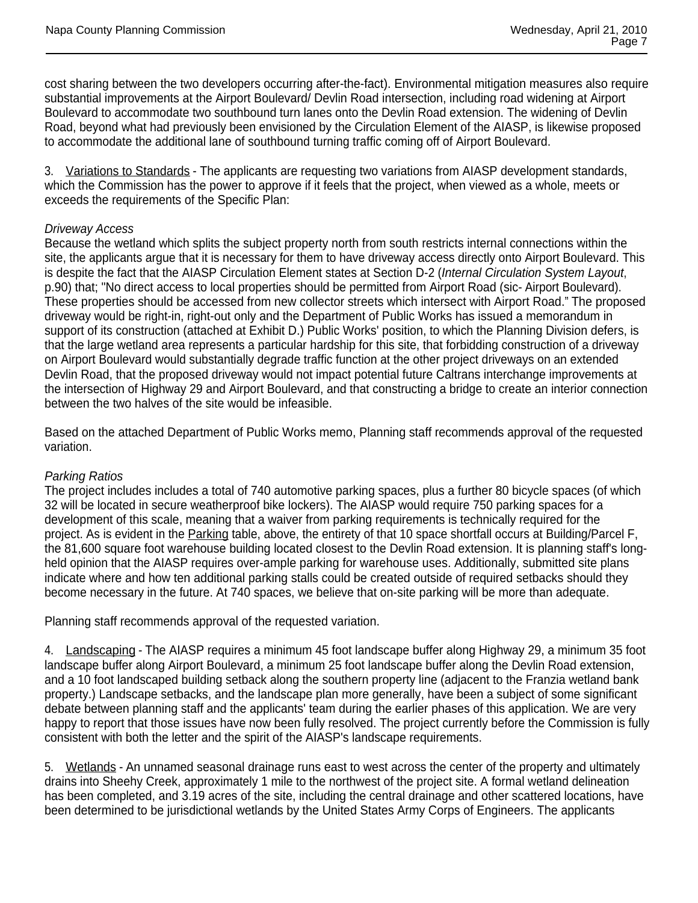cost sharing between the two developers occurring after-the-fact). Environmental mitigation measures also require substantial improvements at the Airport Boulevard/ Devlin Road intersection, including road widening at Airport Boulevard to accommodate two southbound turn lanes onto the Devlin Road extension. The widening of Devlin Road, beyond what had previously been envisioned by the Circulation Element of the AIASP, is likewise proposed to accommodate the additional lane of southbound turning traffic coming off of Airport Boulevard.

3. Variations to Standards - The applicants are requesting two variations from AIASP development standards, which the Commission has the power to approve if it feels that the project, when viewed as a whole, meets or exceeds the requirements of the Specific Plan:

*Driveway Access*

Because the wetland which splits the subject property north from south restricts internal connections within the site, the applicants argue that it is necessary for them to have driveway access directly onto Airport Boulevard. This is despite the fact that the AIASP Circulation Element states at Section D-2 (*Internal Circulation System Layout*, p.90) that; "No direct access to local properties should be permitted from Airport Road (sic- Airport Boulevard). These properties should be accessed from new collector streets which intersect with Airport Road." The proposed driveway would be right-in, right-out only and the Department of Public Works has issued a memorandum in support of its construction (attached at Exhibit D.) Public Works' position, to which the Planning Division defers, is that the large wetland area represents a particular hardship for this site, that forbidding construction of a driveway on Airport Boulevard would substantially degrade traffic function at the other project driveways on an extended Devlin Road, that the proposed driveway would not impact potential future Caltrans interchange improvements at the intersection of Highway 29 and Airport Boulevard, and that constructing a bridge to create an interior connection between the two halves of the site would be infeasible.

Based on the attached Department of Public Works memo, Planning staff recommends approval of the requested variation.

*Parking Ratios*

The project includes includes a total of 740 automotive parking spaces, plus a further 80 bicycle spaces (of which 32 will be located in secure weatherproof bike lockers). The AIASP would require 750 parking spaces for a development of this scale, meaning that a waiver from parking requirements is technically required for the project. As is evident in the Parking table, above, the entirety of that 10 space shortfall occurs at Building/Parcel F, the 81,600 square foot warehouse building located closest to the Devlin Road extension. It is planning staff's long-held opinion that the AIASP requires over-ample parking for warehouse uses. Additionally, submitted site plans indicate where and how ten additional parking stalls could be created outside of required setbacks should they become necessary in the future. At 740 spaces, we believe that on-site parking will be more than adequate.

Planning staff recommends approval of the requested variation.

4. Landscaping - The AIASP requires a minimum 45 foot landscape buffer along Highway 29, a minimum 35 foot landscape buffer along Airport Boulevard, a minimum 25 foot landscape buffer along the Devlin Road extension, and a 10 foot landscaped building setback along the southern property line (adjacent to the Franzia wetland bank property.) Landscape setbacks, and the landscape plan more generally, have been a subject of some significant debate between planning staff and the applicants' team during the earlier phases of this application. We are very happy to report that those issues have now been fully resolved. The project currently before the Commission is fully consistent with both the letter and the spirit of the AIASP's landscape requirements.

5. Wetlands - An unnamed seasonal drainage runs east to west across the center of the property and ultimately drains into Sheehy Creek, approximately 1 mile to the northwest of the project site. A formal wetland delineation has been completed, and 3.19 acres of the site, including the central drainage and other scattered locations, have been determined to be jurisdictional wetlands by the United States Army Corps of Engineers. The applicants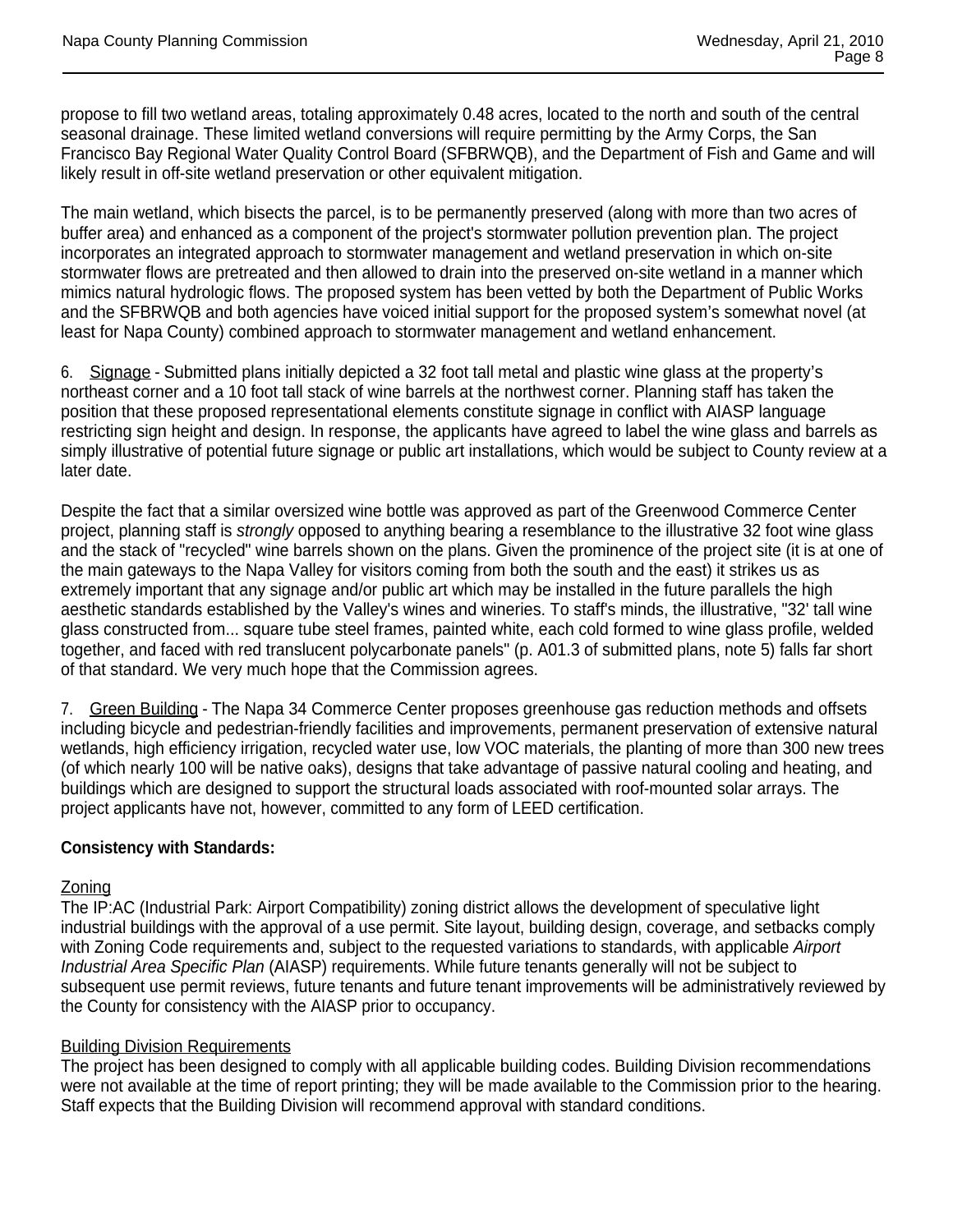propose to fill two wetland areas, totaling approximately 0.48 acres, located to the north and south of the central seasonal drainage. These limited wetland conversions will require permitting by the Army Corps, the San Francisco Bay Regional Water Quality Control Board (SFBRWQB), and the Department of Fish and Game and will likely result in off-site wetland preservation or other equivalent mitigation.

The main wetland, which bisects the parcel, is to be permanently preserved (along with more than two acres of buffer area) and enhanced as a component of the project's stormwater pollution prevention plan. The project incorporates an integrated approach to stormwater management and wetland preservation in which on-site stormwater flows are pretreated and then allowed to drain into the preserved on-site wetland in a manner which mimics natural hydrologic flows. The proposed system has been vetted by both the Department of Public Works and the SFBRWQB and both agencies have voiced initial support for the proposed system's somewhat novel (at least for Napa County) combined approach to stormwater management and wetland enhancement.

6. <u>Signage</u> - Submitted plans initially depicted a 32 foot tall metal and plastic wine glass at the property's northeast corner and a 10 foot tall stack of wine barrels at the northwest corner. Planning staff has taken the position that these proposed representational elements constitute signage in conflict with AIASP language restricting sign height and design. In response, the applicants have agreed to label the wine glass and barrels as simply illustrative of potential future signage or public art installations, which would be subject to County review at a later date.

Despite the fact that a similar oversized wine bottle was approved as part of the Greenwood Commerce Center project, planning staff is *strongly* opposed to anything bearing a resemblance to the illustrative 32 foot wine glass and the stack of "recycled" wine barrels shown on the plans. Given the prominence of the project site (it is at one of the main gateways to the Napa Valley for visitors coming from both the south and the east) it strikes us as extremely important that any signage and/or public art which may be installed in the future parallels the high aesthetic standards established by the Valley's wines and wineries. To staff's minds, the illustrative, "32' tall wine glass constructed from... square tube steel frames, painted white, each cold formed to wine glass profile, welded together, and faced with red translucent polycarbonate panels" (p. A01.3 of submitted plans, note 5) falls far short of that standard. We very much hope that the Commission agrees.

7. <u>Green Building</u> - The Napa 34 Commerce Center proposes greenhouse gas reduction methods and offsets including bicycle and pedestrian-friendly facilities and improvements, permanent preservation of extensive natural wetlands, high efficiency irrigation, recycled water use, low VOC materials, the planting of more than 300 new trees (of which nearly 100 will be native oaks), designs that take advantage of passive natural cooling and heating, and buildings which are designed to support the structural loads associated with roof-mounted solar arrays. The project applicants have not, however, committed to any form of LEED certification.

**Consistency with Standards:**

<u>Zoning</u>
The IP:AC (Industrial Park: Airport Compatibility) zoning district allows the development of speculative light industrial buildings with the approval of a use permit. Site layout, building design, coverage, and setbacks comply with Zoning Code requirements and, subject to the requested variations to standards, with applicable *Airport Industrial Area Specific Plan* (AIASP) requirements. While future tenants generally will not be subject to subsequent use permit reviews, future tenants and future tenant improvements will be administratively reviewed by the County for consistency with the AIASP prior to occupancy.

<u>Building Division Requirements</u>
The project has been designed to comply with all applicable building codes. Building Division recommendations were not available at the time of report printing; they will be made available to the Commission prior to the hearing. Staff expects that the Building Division will recommend approval with standard conditions.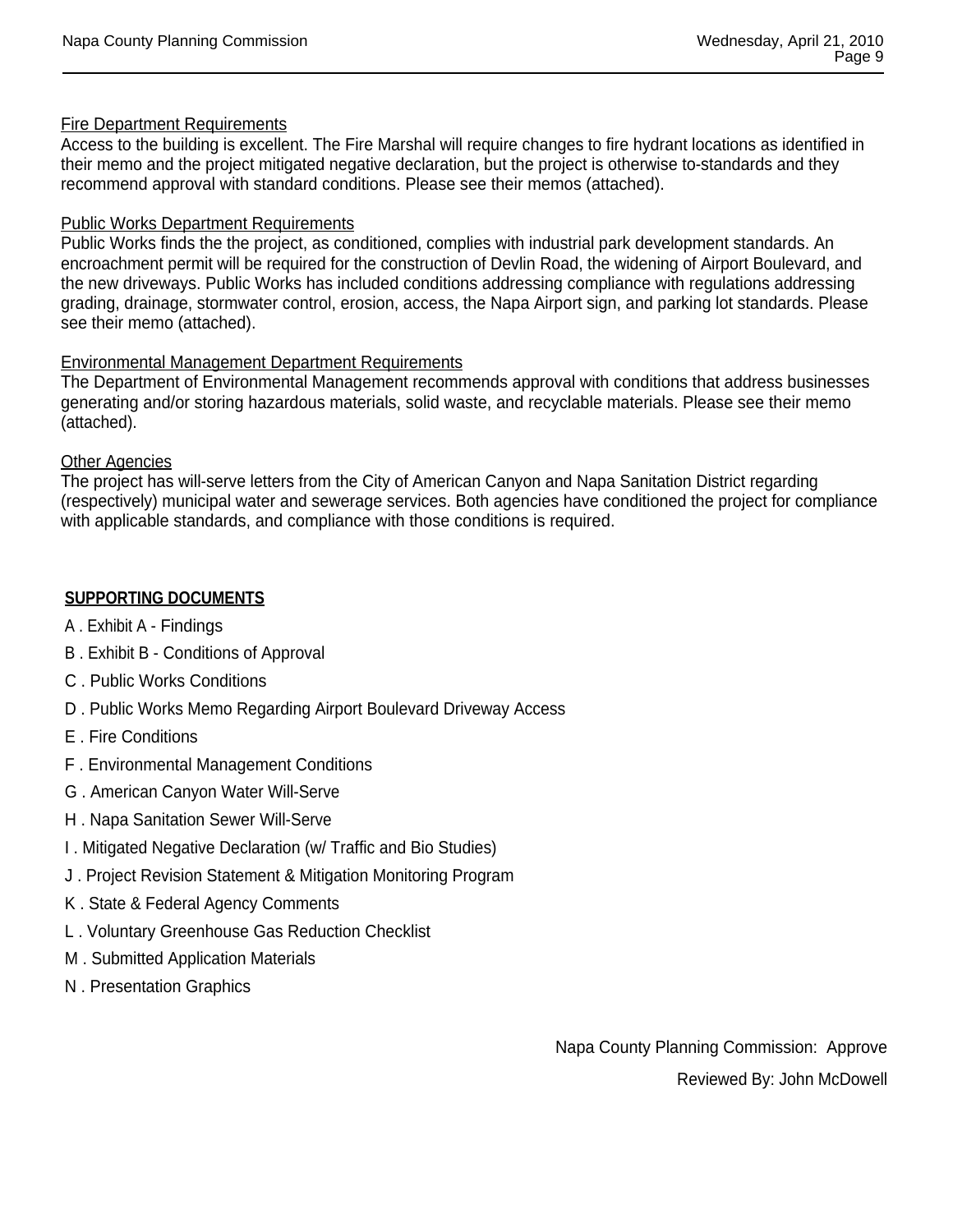Fire Department Requirements
Access to the building is excellent. The Fire Marshal will require changes to fire hydrant locations as identified in their memo and the project mitigated negative declaration, but the project is otherwise to-standards and they recommend approval with standard conditions. Please see their memos (attached).

Public Works Department Requirements
Public Works finds the the project, as conditioned, complies with industrial park development standards. An encroachment permit will be required for the construction of Devlin Road, the widening of Airport Boulevard, and the new driveways. Public Works has included conditions addressing compliance with regulations addressing grading, drainage, stormwater control, erosion, access, the Napa Airport sign, and parking lot standards. Please see their memo (attached).

Environmental Management Department Requirements
The Department of Environmental Management recommends approval with conditions that address businesses generating and/or storing hazardous materials, solid waste, and recyclable materials. Please see their memo (attached).

Other Agencies
The project has will-serve letters from the City of American Canyon and Napa Sanitation District regarding (respectively) municipal water and sewerage services. Both agencies have conditioned the project for compliance with applicable standards, and compliance with those conditions is required.

**SUPPORTING DOCUMENTS**

A . Exhibit A - Findings

B . Exhibit B - Conditions of Approval

C . Public Works Conditions

D . Public Works Memo Regarding Airport Boulevard Driveway Access

E . Fire Conditions

F . Environmental Management Conditions

G . American Canyon Water Will-Serve

H . Napa Sanitation Sewer Will-Serve

I . Mitigated Negative Declaration (w/ Traffic and Bio Studies)

J . Project Revision Statement & Mitigation Monitoring Program

K . State & Federal Agency Comments

L . Voluntary Greenhouse Gas Reduction Checklist

M . Submitted Application Materials

N . Presentation Graphics

Napa County Planning Commission: Approve

Reviewed By: John McDowell